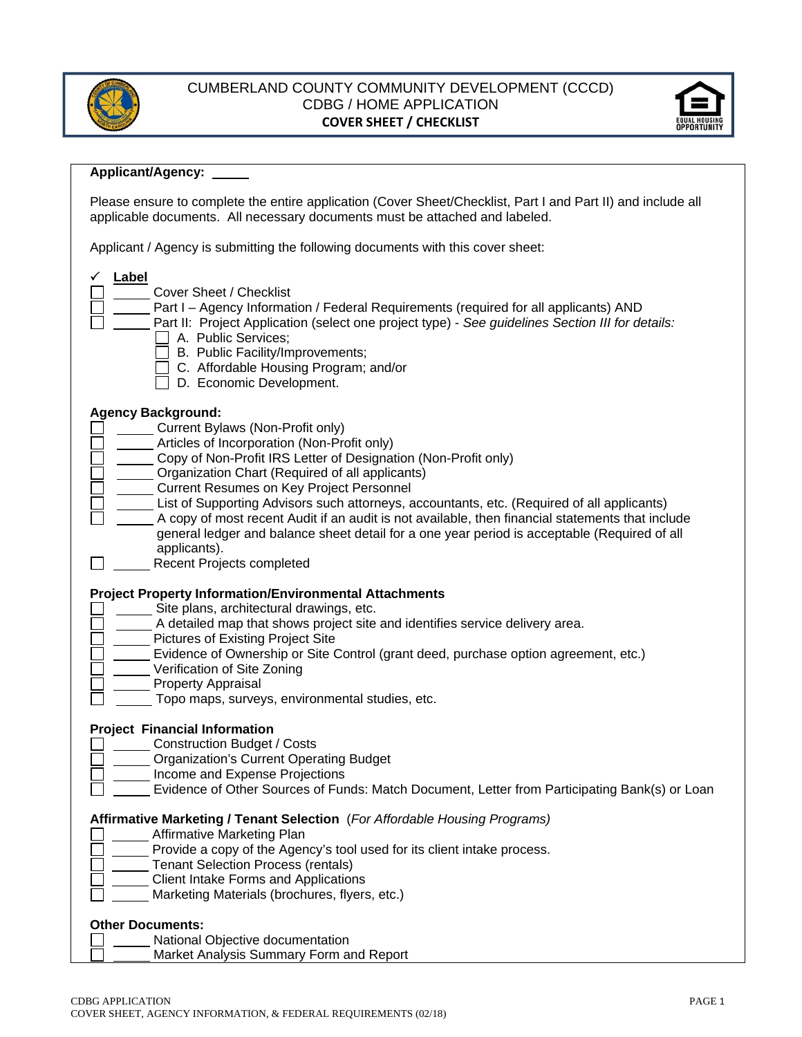# CUMBERLAND COUNTY COMMUNITY DEVELOPMENT (CCCD)
## CDBG / HOME APPLICATION
### COVER SHEET / CHECKLIST

**Applicant/Agency:** _____

Please ensure to complete the entire application (Cover Sheet/Checklist, Part I and Part II) and include all applicable documents. All necessary documents must be attached and labeled.

Applicant / Agency is submitting the following documents with this cover sheet:

✓ **Label**

- ☐ _____ Cover Sheet / Checklist
- ☐ _____ Part I – Agency Information / Federal Requirements (required for all applicants) AND
- ☐ _____ Part II: Project Application (select one project type) - *See guidelines Section III for details:*
  - ☐ A. Public Services;
  - ☐ B. Public Facility/Improvements;
  - ☐ C. Affordable Housing Program; and/or
  - ☐ D. Economic Development.

**Agency Background:**

- ☐ _____ Current Bylaws (Non-Profit only)
- ☐ _____ Articles of Incorporation (Non-Profit only)
- ☐ _____ Copy of Non-Profit IRS Letter of Designation (Non-Profit only)
- ☐ _____ Organization Chart (Required of all applicants)
- ☐ _____ Current Resumes on Key Project Personnel
- ☐ _____ List of Supporting Advisors such attorneys, accountants, etc. (Required of all applicants)
- ☐ _____ A copy of most recent Audit if an audit is not available, then financial statements that include general ledger and balance sheet detail for a one year period is acceptable (Required of all applicants).
- ☐ _____ Recent Projects completed

**Project Property Information/Environmental Attachments**

- ☐ _____ Site plans, architectural drawings, etc.
- ☐ _____ A detailed map that shows project site and identifies service delivery area.
- ☐ _____ Pictures of Existing Project Site
- ☐ _____ Evidence of Ownership or Site Control (grant deed, purchase option agreement, etc.)
- ☐ _____ Verification of Site Zoning
- ☐ _____ Property Appraisal
- ☐ _____ Topo maps, surveys, environmental studies, etc.

**Project Financial Information**

- ☐ _____ Construction Budget / Costs
- ☐ _____ Organization's Current Operating Budget
- ☐ _____ Income and Expense Projections
- ☐ _____ Evidence of Other Sources of Funds: Match Document, Letter from Participating Bank(s) or Loan

**Affirmative Marketing / Tenant Selection** (*For Affordable Housing Programs*)

- ☐ _____ Affirmative Marketing Plan
- ☐ _____ Provide a copy of the Agency's tool used for its client intake process.
- ☐ _____ Tenant Selection Process (rentals)
- ☐ _____ Client Intake Forms and Applications
- ☐ _____ Marketing Materials (brochures, flyers, etc.)

**Other Documents:**

- ☐ _____ National Objective documentation
- ☐ _____ Market Analysis Summary Form and Report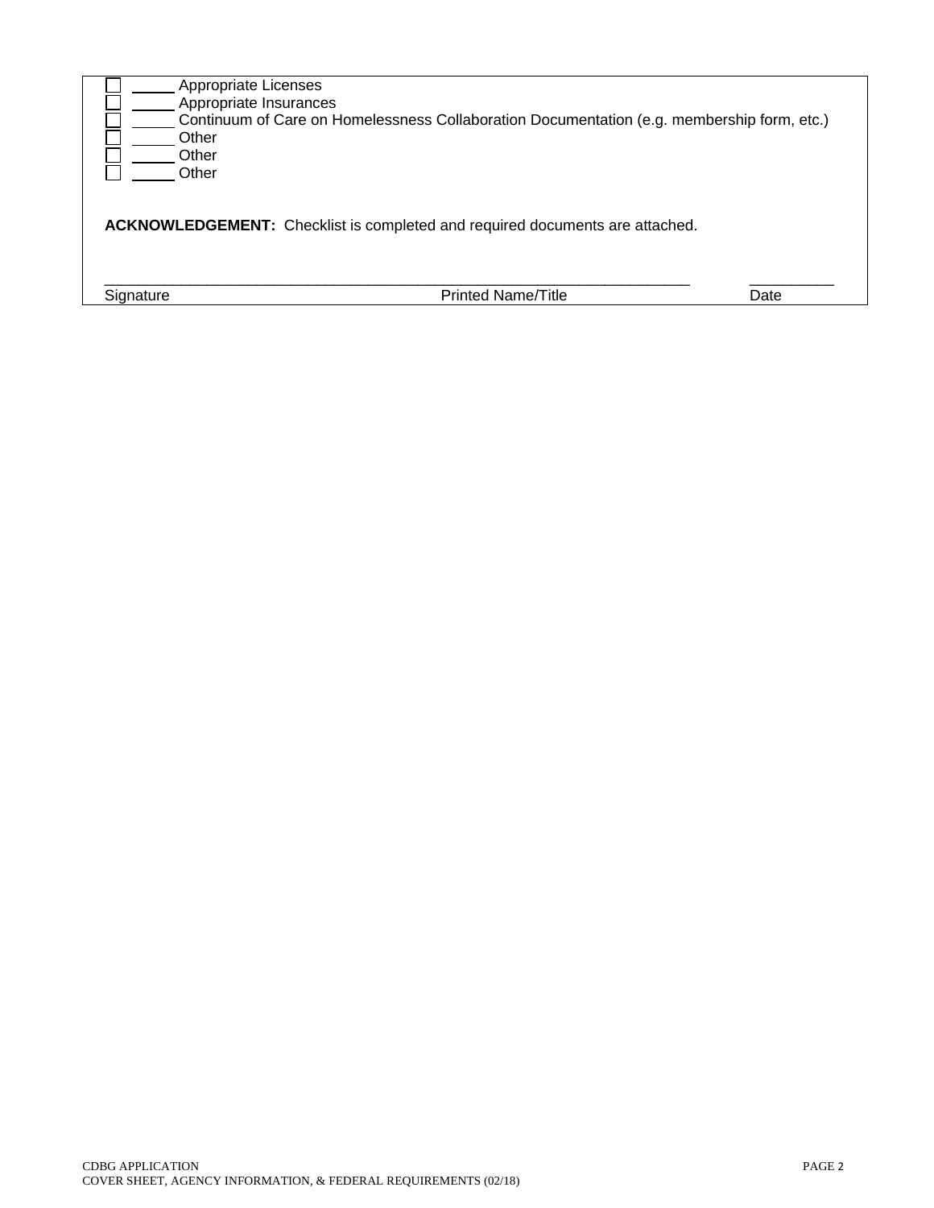- ☐ _____ Appropriate Licenses
- ☐ _____ Appropriate Insurances
- ☐ _____ Continuum of Care on Homelessness Collaboration Documentation (e.g. membership form, etc.)
- ☐ _____ Other
- ☐ _____ Other
- ☐ _____ Other

**ACKNOWLEDGEMENT:** Checklist is completed and required documents are attached.

_______________________________________________________________________ __________

Signature Printed Name/Title Date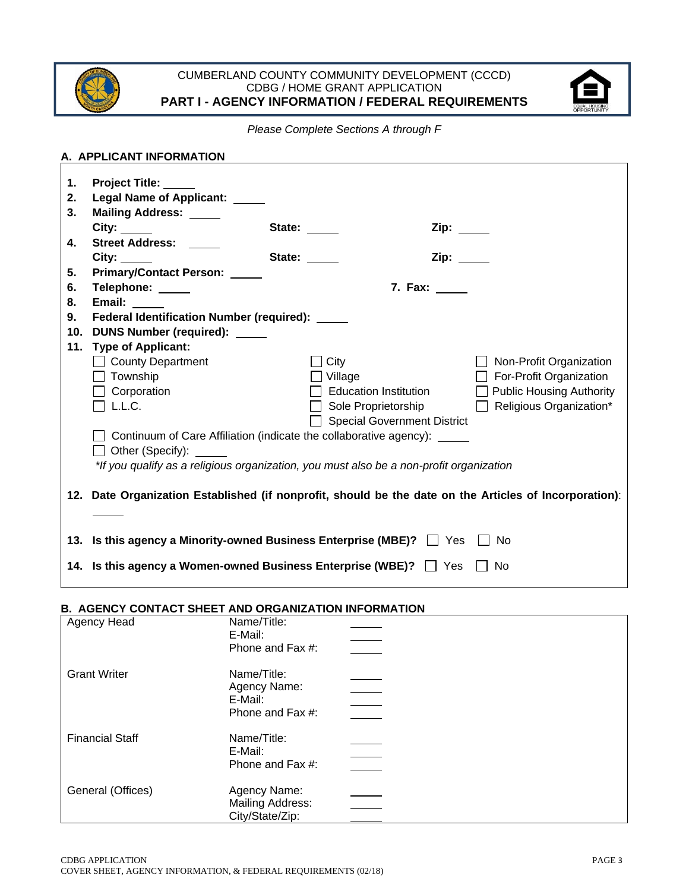CUMBERLAND COUNTY COMMUNITY DEVELOPMENT (CCCD)
CDBG / HOME GRANT APPLICATION
**PART I - AGENCY INFORMATION / FEDERAL REQUIREMENTS**

*Please Complete Sections A through F*

## A. APPLICANT INFORMATION

1. **Project Title:** _____
2. **Legal Name of Applicant:** _____
3. **Mailing Address:** _____
   **City:** _____ **State:** _____ **Zip:** _____
4. **Street Address:** _____
   **City:** _____ **State:** _____ **Zip:** _____
5. **Primary/Contact Person:** _____
6. **Telephone:** _____ 7. **Fax:** _____
8. **Email:** _____
9. **Federal Identification Number (required):** _____
10. **DUNS Number (required):** _____
11. **Type of Applicant:**
    - ☐ County Department
    - ☐ Township
    - ☐ Corporation
    - ☐ L.L.C.
    - ☐ City
    - ☐ Village
    - ☐ Education Institution
    - ☐ Sole Proprietorship
    - ☐ Special Government District
    - ☐ Non-Profit Organization
    - ☐ For-Profit Organization
    - ☐ Public Housing Authority
    - ☐ Religious Organization*
    - ☐ Continuum of Care Affiliation (indicate the collaborative agency): _____
    - ☐ Other (Specify): _____

    *\*If you qualify as a religious organization, you must also be a non-profit organization*

12. **Date Organization Established (if nonprofit, should be the date on the Articles of Incorporation)**: _____
13. **Is this agency a Minority-owned Business Enterprise (MBE)?** ☐ Yes ☐ No
14. **Is this agency a Women-owned Business Enterprise (WBE)?** ☐ Yes ☐ No

## B. AGENCY CONTACT SHEET AND ORGANIZATION INFORMATION

| | | |
|---|---|---|
| Agency Head | Name/Title: | _____ |
| | E-Mail: | _____ |
| | Phone and Fax #: | _____ |
| Grant Writer | Name/Title: | _____ |
| | Agency Name: | _____ |
| | E-Mail: | _____ |
| | Phone and Fax #: | _____ |
| Financial Staff | Name/Title: | _____ |
| | E-Mail: | _____ |
| | Phone and Fax #: | _____ |
| General (Offices) | Agency Name: | _____ |
| | Mailing Address: | _____ |
| | City/State/Zip: | _____ |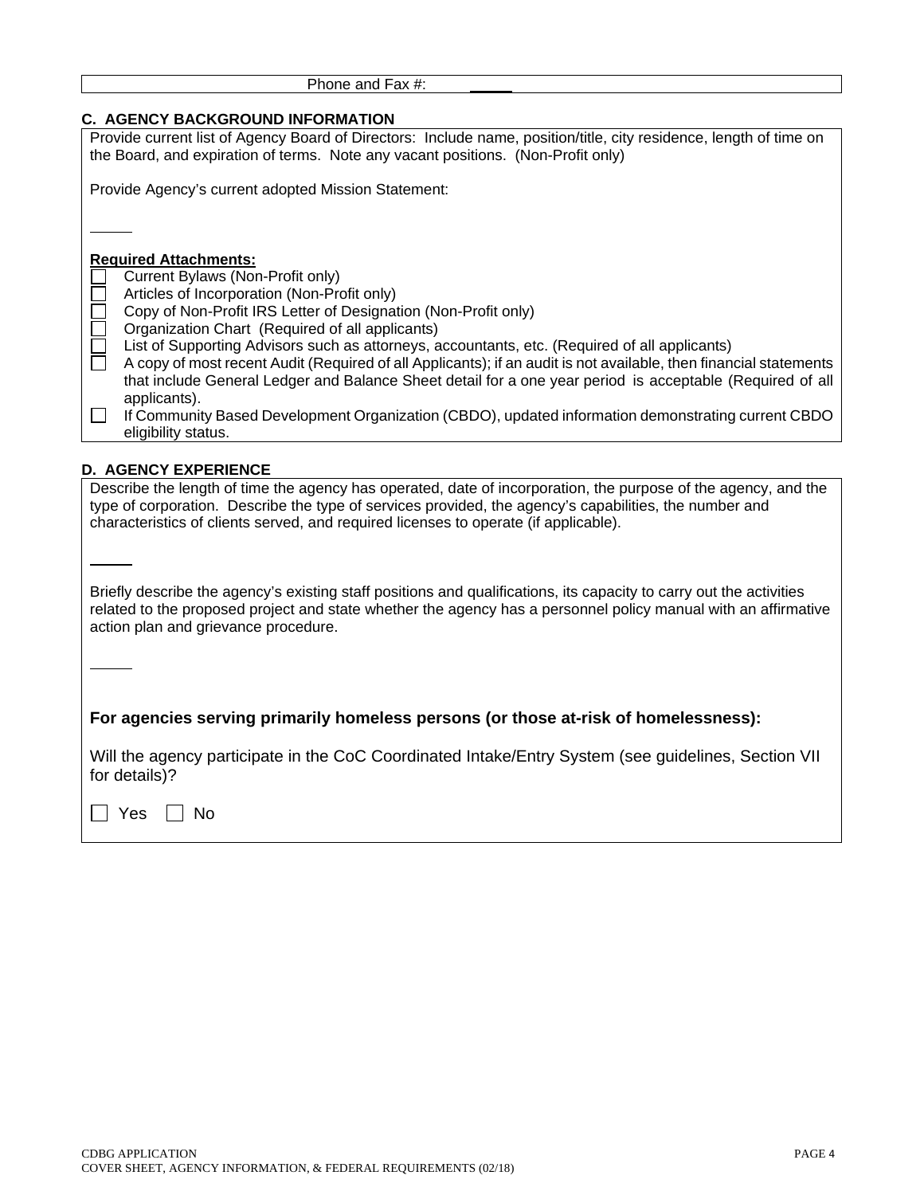Phone and Fax #: _____

## C. AGENCY BACKGROUND INFORMATION

Provide current list of Agency Board of Directors: Include name, position/title, city residence, length of time on the Board, and expiration of terms. Note any vacant positions. (Non-Profit only)

Provide Agency's current adopted Mission Statement:

_____

**Required Attachments:**

- ☐ Current Bylaws (Non-Profit only)
- ☐ Articles of Incorporation (Non-Profit only)
- ☐ Copy of Non-Profit IRS Letter of Designation (Non-Profit only)
- ☐ Organization Chart (Required of all applicants)
- ☐ List of Supporting Advisors such as attorneys, accountants, etc. (Required of all applicants)
- ☐ A copy of most recent Audit (Required of all Applicants); if an audit is not available, then financial statements that include General Ledger and Balance Sheet detail for a one year period is acceptable (Required of all applicants).
- ☐ If Community Based Development Organization (CBDO), updated information demonstrating current CBDO eligibility status.

## D. AGENCY EXPERIENCE

Describe the length of time the agency has operated, date of incorporation, the purpose of the agency, and the type of corporation. Describe the type of services provided, the agency's capabilities, the number and characteristics of clients served, and required licenses to operate (if applicable).

_____

Briefly describe the agency's existing staff positions and qualifications, its capacity to carry out the activities related to the proposed project and state whether the agency has a personnel policy manual with an affirmative action plan and grievance procedure.

_____

**For agencies serving primarily homeless persons (or those at-risk of homelessness):**

Will the agency participate in the CoC Coordinated Intake/Entry System (see guidelines, Section VII for details)?

☐ Yes ☐ No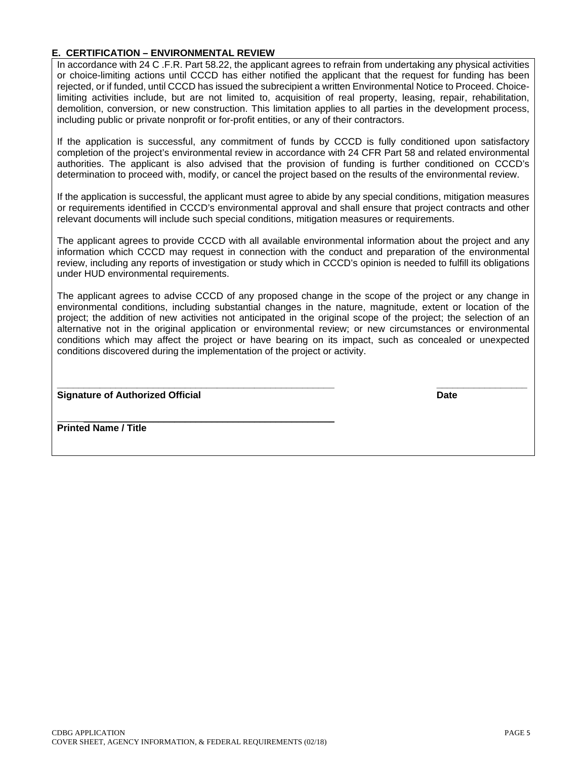## E. CERTIFICATION – ENVIRONMENTAL REVIEW

In accordance with 24 C .F.R. Part 58.22, the applicant agrees to refrain from undertaking any physical activities or choice-limiting actions until CCCD has either notified the applicant that the request for funding has been rejected, or if funded, until CCCD has issued the subrecipient a written Environmental Notice to Proceed. Choice-limiting activities include, but are not limited to, acquisition of real property, leasing, repair, rehabilitation, demolition, conversion, or new construction. This limitation applies to all parties in the development process, including public or private nonprofit or for-profit entities, or any of their contractors.

If the application is successful, any commitment of funds by CCCD is fully conditioned upon satisfactory completion of the project's environmental review in accordance with 24 CFR Part 58 and related environmental authorities. The applicant is also advised that the provision of funding is further conditioned on CCCD's determination to proceed with, modify, or cancel the project based on the results of the environmental review.

If the application is successful, the applicant must agree to abide by any special conditions, mitigation measures or requirements identified in CCCD's environmental approval and shall ensure that project contracts and other relevant documents will include such special conditions, mitigation measures or requirements.

The applicant agrees to provide CCCD with all available environmental information about the project and any information which CCCD may request in connection with the conduct and preparation of the environmental review, including any reports of investigation or study which in CCCD's opinion is needed to fulfill its obligations under HUD environmental requirements.

The applicant agrees to advise CCCD of any proposed change in the scope of the project or any change in environmental conditions, including substantial changes in the nature, magnitude, extent or location of the project; the addition of new activities not anticipated in the original scope of the project; the selection of an alternative not in the original application or environmental review; or new circumstances or environmental conditions which may affect the project or have bearing on its impact, such as concealed or unexpected conditions discovered during the implementation of the project or activity.

______________________________________________________ ________________

**Signature of Authorized Official** **Date**

______________________________________________________

**Printed Name / Title**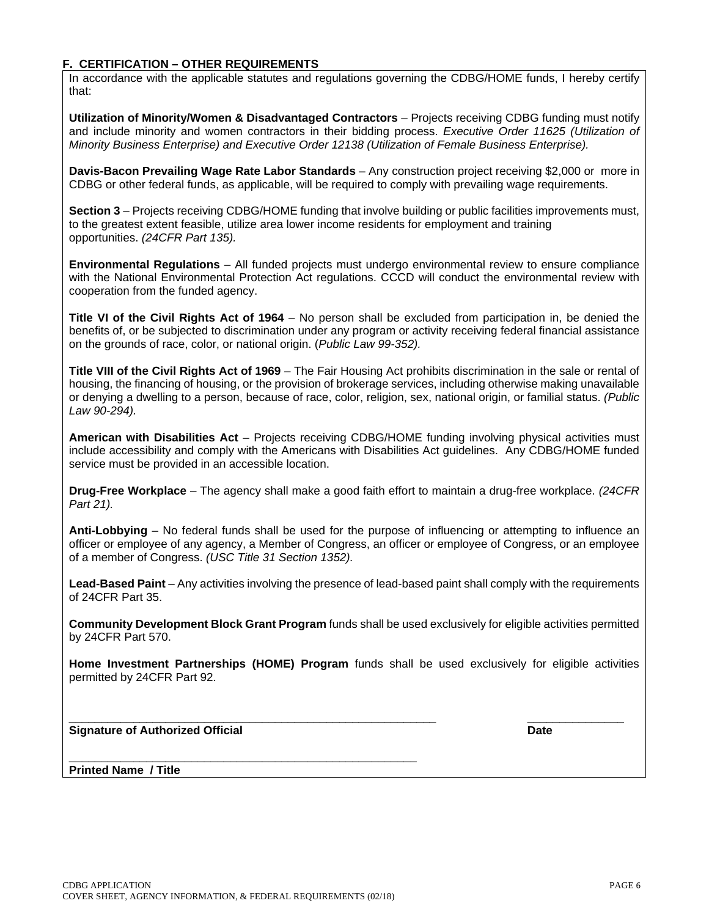## F. CERTIFICATION – OTHER REQUIREMENTS

In accordance with the applicable statutes and regulations governing the CDBG/HOME funds, I hereby certify that:

**Utilization of Minority/Women & Disadvantaged Contractors** – Projects receiving CDBG funding must notify and include minority and women contractors in their bidding process. *Executive Order 11625 (Utilization of Minority Business Enterprise) and Executive Order 12138 (Utilization of Female Business Enterprise).*

**Davis-Bacon Prevailing Wage Rate Labor Standards** – Any construction project receiving $2,000 or more in CDBG or other federal funds, as applicable, will be required to comply with prevailing wage requirements.

**Section 3** – Projects receiving CDBG/HOME funding that involve building or public facilities improvements must, to the greatest extent feasible, utilize area lower income residents for employment and training opportunities. *(24CFR Part 135).*

**Environmental Regulations** – All funded projects must undergo environmental review to ensure compliance with the National Environmental Protection Act regulations. CCCD will conduct the environmental review with cooperation from the funded agency.

**Title VI of the Civil Rights Act of 1964** – No person shall be excluded from participation in, be denied the benefits of, or be subjected to discrimination under any program or activity receiving federal financial assistance on the grounds of race, color, or national origin. (*Public Law 99-352).*

**Title VIII of the Civil Rights Act of 1969** – The Fair Housing Act prohibits discrimination in the sale or rental of housing, the financing of housing, or the provision of brokerage services, including otherwise making unavailable or denying a dwelling to a person, because of race, color, religion, sex, national origin, or familial status. *(Public Law 90-294).*

**American with Disabilities Act** – Projects receiving CDBG/HOME funding involving physical activities must include accessibility and comply with the Americans with Disabilities Act guidelines. Any CDBG/HOME funded service must be provided in an accessible location.

**Drug-Free Workplace** – The agency shall make a good faith effort to maintain a drug-free workplace. *(24CFR Part 21).*

**Anti-Lobbying** – No federal funds shall be used for the purpose of influencing or attempting to influence an officer or employee of any agency, a Member of Congress, an officer or employee of Congress, or an employee of a member of Congress. *(USC Title 31 Section 1352).*

**Lead-Based Paint** – Any activities involving the presence of lead-based paint shall comply with the requirements of 24CFR Part 35.

**Community Development Block Grant Program** funds shall be used exclusively for eligible activities permitted by 24CFR Part 570.

**Home Investment Partnerships (HOME) Program** funds shall be used exclusively for eligible activities permitted by 24CFR Part 92.

___________________________________________________________ ______________

**Signature of Authorized Official** **Date**

___________________________________________________________

**Printed Name / Title**

CDBG APPLICATION
COVER SHEET, AGENCY INFORMATION, & FEDERAL REQUIREMENTS (02/18)